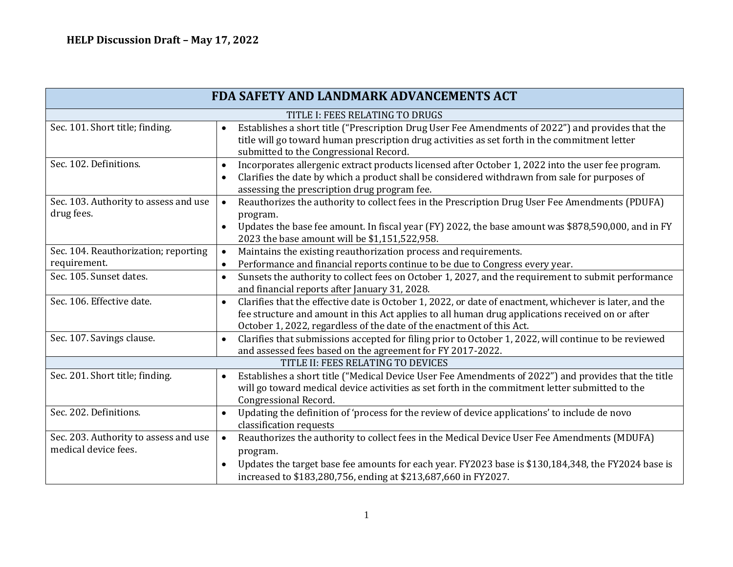HELP Discussion Draft – May 17, 2022

| FDA SAFETY AND LANDMARK ADVANCEMENTS ACT | |
|---|---|
| TITLE I: FEES RELATING TO DRUGS | |
| Sec. 101. Short title; finding. | • Establishes a short title ("Prescription Drug User Fee Amendments of 2022") and provides that the title will go toward human prescription drug activities as set forth in the commitment letter submitted to the Congressional Record. |
| Sec. 102. Definitions. | • Incorporates allergenic extract products licensed after October 1, 2022 into the user fee program.<br>• Clarifies the date by which a product shall be considered withdrawn from sale for purposes of assessing the prescription drug program fee. |
| Sec. 103. Authority to assess and use drug fees. | • Reauthorizes the authority to collect fees in the Prescription Drug User Fee Amendments (PDUFA) program.<br>• Updates the base fee amount. In fiscal year (FY) 2022, the base amount was $878,590,000, and in FY 2023 the base amount will be $1,151,522,958. |
| Sec. 104. Reauthorization; reporting requirement. | • Maintains the existing reauthorization process and requirements.<br>• Performance and financial reports continue to be due to Congress every year. |
| Sec. 105. Sunset dates. | • Sunsets the authority to collect fees on October 1, 2027, and the requirement to submit performance and financial reports after January 31, 2028. |
| Sec. 106. Effective date. | • Clarifies that the effective date is October 1, 2022, or date of enactment, whichever is later, and the fee structure and amount in this Act applies to all human drug applications received on or after October 1, 2022, regardless of the date of the enactment of this Act. |
| Sec. 107. Savings clause. | • Clarifies that submissions accepted for filing prior to October 1, 2022, will continue to be reviewed and assessed fees based on the agreement for FY 2017-2022. |
| TITLE II: FEES RELATING TO DEVICES | |
| Sec. 201. Short title; finding. | • Establishes a short title ("Medical Device User Fee Amendments of 2022") and provides that the title will go toward medical device activities as set forth in the commitment letter submitted to the Congressional Record. |
| Sec. 202. Definitions. | • Updating the definition of 'process for the review of device applications' to include de novo classification requests |
| Sec. 203. Authority to assess and use medical device fees. | • Reauthorizes the authority to collect fees in the Medical Device User Fee Amendments (MDUFA) program.<br>• Updates the target base fee amounts for each year. FY2023 base is $130,184,348, the FY2024 base is increased to $183,280,756, ending at $213,687,660 in FY2027. |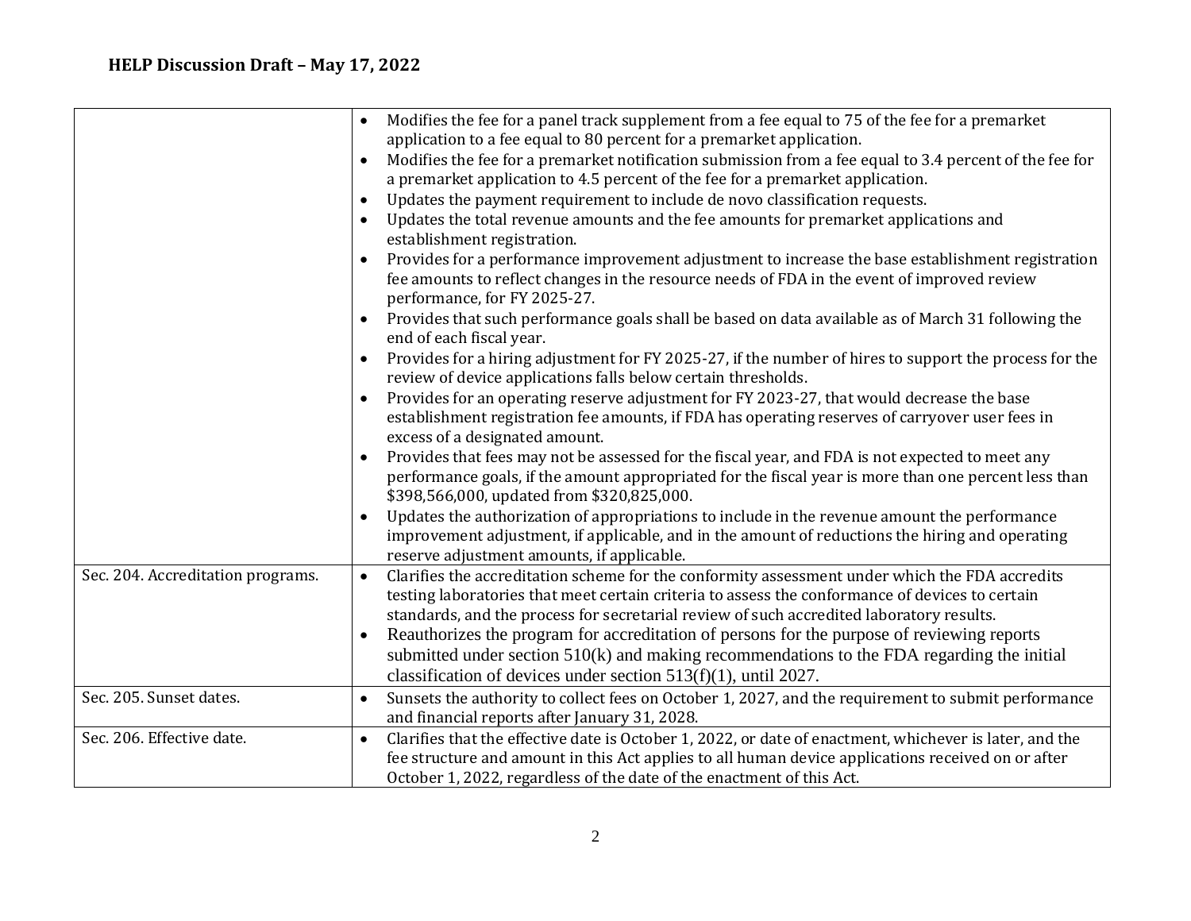| | |
|---|---|
| | • Modifies the fee for a panel track supplement from a fee equal to 75 of the fee for a premarket application to a fee equal to 80 percent for a premarket application.<br>• Modifies the fee for a premarket notification submission from a fee equal to 3.4 percent of the fee for a premarket application to 4.5 percent of the fee for a premarket application.<br>• Updates the payment requirement to include de novo classification requests.<br>• Updates the total revenue amounts and the fee amounts for premarket applications and establishment registration.<br>• Provides for a performance improvement adjustment to increase the base establishment registration fee amounts to reflect changes in the resource needs of FDA in the event of improved review performance, for FY 2025-27.<br>• Provides that such performance goals shall be based on data available as of March 31 following the end of each fiscal year.<br>• Provides for a hiring adjustment for FY 2025-27, if the number of hires to support the process for the review of device applications falls below certain thresholds.<br>• Provides for an operating reserve adjustment for FY 2023-27, that would decrease the base establishment registration fee amounts, if FDA has operating reserves of carryover user fees in excess of a designated amount.<br>• Provides that fees may not be assessed for the fiscal year, and FDA is not expected to meet any performance goals, if the amount appropriated for the fiscal year is more than one percent less than $398,566,000, updated from $320,825,000.<br>• Updates the authorization of appropriations to include in the revenue amount the performance improvement adjustment, if applicable, and in the amount of reductions the hiring and operating reserve adjustment amounts, if applicable. |
| Sec. 204. Accreditation programs. | • Clarifies the accreditation scheme for the conformity assessment under which the FDA accredits testing laboratories that meet certain criteria to assess the conformance of devices to certain standards, and the process for secretarial review of such accredited laboratory results.<br>• Reauthorizes the program for accreditation of persons for the purpose of reviewing reports submitted under section 510(k) and making recommendations to the FDA regarding the initial classification of devices under section 513(f)(1), until 2027. |
| Sec. 205. Sunset dates. | • Sunsets the authority to collect fees on October 1, 2027, and the requirement to submit performance and financial reports after January 31, 2028. |
| Sec. 206. Effective date. | • Clarifies that the effective date is October 1, 2022, or date of enactment, whichever is later, and the fee structure and amount in this Act applies to all human device applications received on or after October 1, 2022, regardless of the date of the enactment of this Act. |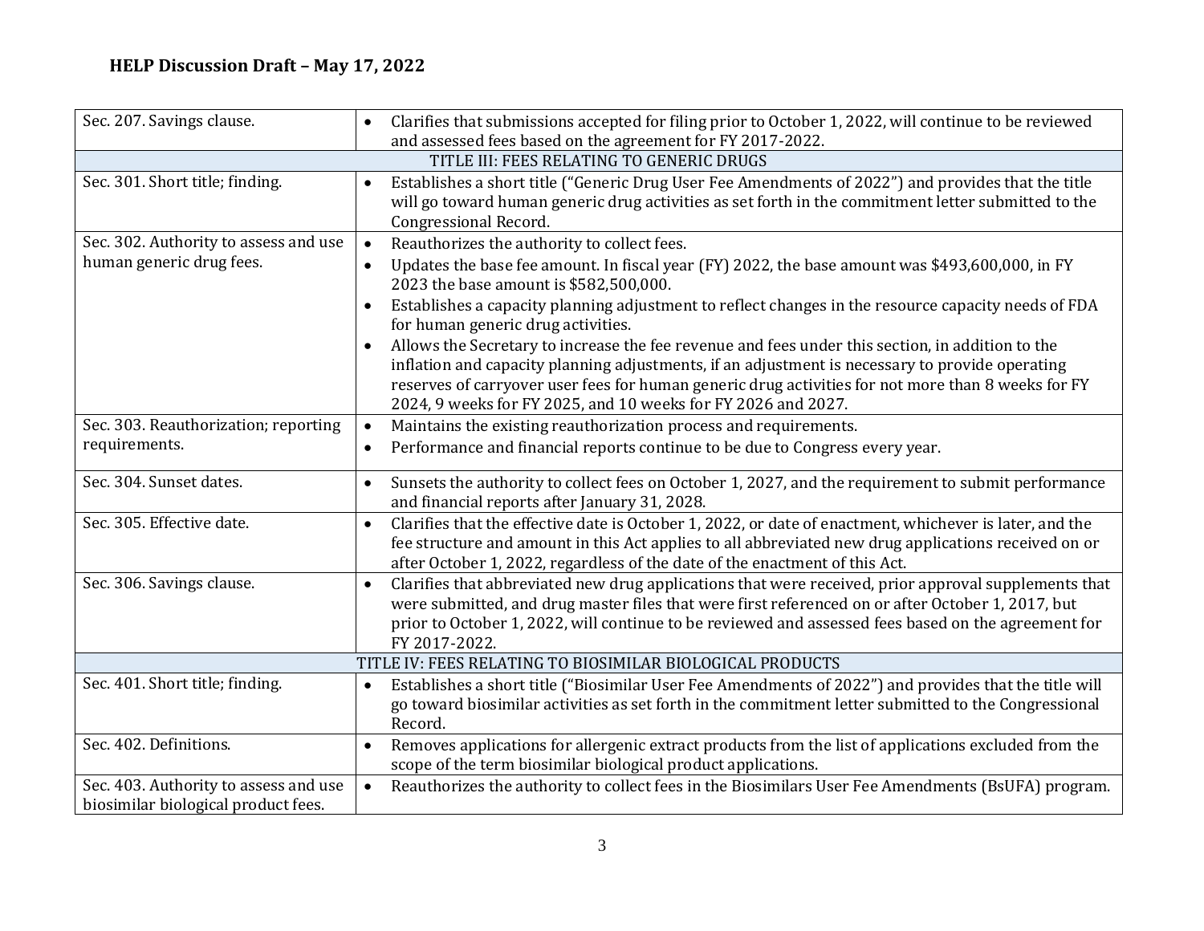| | |
|---|---|
| Sec. 207. Savings clause. | • Clarifies that submissions accepted for filing prior to October 1, 2022, will continue to be reviewed and assessed fees based on the agreement for FY 2017-2022. |
| TITLE III: FEES RELATING TO GENERIC DRUGS | |
| Sec. 301. Short title; finding. | • Establishes a short title ("Generic Drug User Fee Amendments of 2022") and provides that the title will go toward human generic drug activities as set forth in the commitment letter submitted to the Congressional Record. |
| Sec. 302. Authority to assess and use human generic drug fees. | • Reauthorizes the authority to collect fees.<br>• Updates the base fee amount. In fiscal year (FY) 2022, the base amount was $493,600,000, in FY 2023 the base amount is $582,500,000.<br>• Establishes a capacity planning adjustment to reflect changes in the resource capacity needs of FDA for human generic drug activities.<br>• Allows the Secretary to increase the fee revenue and fees under this section, in addition to the inflation and capacity planning adjustments, if an adjustment is necessary to provide operating reserves of carryover user fees for human generic drug activities for not more than 8 weeks for FY 2024, 9 weeks for FY 2025, and 10 weeks for FY 2026 and 2027. |
| Sec. 303. Reauthorization; reporting requirements. | • Maintains the existing reauthorization process and requirements.<br>• Performance and financial reports continue to be due to Congress every year. |
| Sec. 304. Sunset dates. | • Sunsets the authority to collect fees on October 1, 2027, and the requirement to submit performance and financial reports after January 31, 2028. |
| Sec. 305. Effective date. | • Clarifies that the effective date is October 1, 2022, or date of enactment, whichever is later, and the fee structure and amount in this Act applies to all abbreviated new drug applications received on or after October 1, 2022, regardless of the date of the enactment of this Act. |
| Sec. 306. Savings clause. | • Clarifies that abbreviated new drug applications that were received, prior approval supplements that were submitted, and drug master files that were first referenced on or after October 1, 2017, but prior to October 1, 2022, will continue to be reviewed and assessed fees based on the agreement for FY 2017-2022. |
| TITLE IV: FEES RELATING TO BIOSIMILAR BIOLOGICAL PRODUCTS | |
| Sec. 401. Short title; finding. | • Establishes a short title ("Biosimilar User Fee Amendments of 2022") and provides that the title will go toward biosimilar activities as set forth in the commitment letter submitted to the Congressional Record. |
| Sec. 402. Definitions. | • Removes applications for allergenic extract products from the list of applications excluded from the scope of the term biosimilar biological product applications. |
| Sec. 403. Authority to assess and use biosimilar biological product fees. | • Reauthorizes the authority to collect fees in the Biosimilars User Fee Amendments (BsUFA) program. |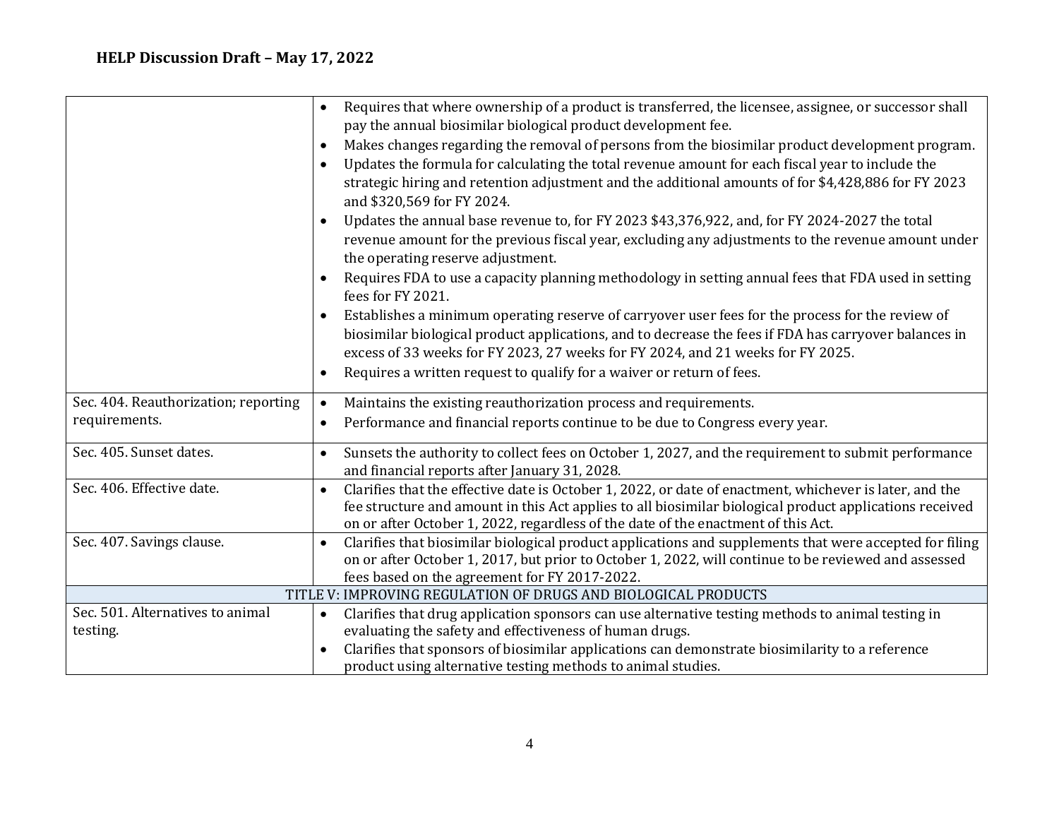| | |
|---|---|
| | • Requires that where ownership of a product is transferred, the licensee, assignee, or successor shall pay the annual biosimilar biological product development fee.<br>• Makes changes regarding the removal of persons from the biosimilar product development program.<br>• Updates the formula for calculating the total revenue amount for each fiscal year to include the strategic hiring and retention adjustment and the additional amounts of for $4,428,886 for FY 2023 and $320,569 for FY 2024.<br>• Updates the annual base revenue to, for FY 2023 $43,376,922, and, for FY 2024-2027 the total revenue amount for the previous fiscal year, excluding any adjustments to the revenue amount under the operating reserve adjustment.<br>• Requires FDA to use a capacity planning methodology in setting annual fees that FDA used in setting fees for FY 2021.<br>• Establishes a minimum operating reserve of carryover user fees for the process for the review of biosimilar biological product applications, and to decrease the fees if FDA has carryover balances in excess of 33 weeks for FY 2023, 27 weeks for FY 2024, and 21 weeks for FY 2025.<br>• Requires a written request to qualify for a waiver or return of fees. |
| Sec. 404. Reauthorization; reporting requirements. | • Maintains the existing reauthorization process and requirements.<br>• Performance and financial reports continue to be due to Congress every year. |
| Sec. 405. Sunset dates. | • Sunsets the authority to collect fees on October 1, 2027, and the requirement to submit performance and financial reports after January 31, 2028. |
| Sec. 406. Effective date. | • Clarifies that the effective date is October 1, 2022, or date of enactment, whichever is later, and the fee structure and amount in this Act applies to all biosimilar biological product applications received on or after October 1, 2022, regardless of the date of the enactment of this Act. |
| Sec. 407. Savings clause. | • Clarifies that biosimilar biological product applications and supplements that were accepted for filing on or after October 1, 2017, but prior to October 1, 2022, will continue to be reviewed and assessed fees based on the agreement for FY 2017-2022. |
| TITLE V: IMPROVING REGULATION OF DRUGS AND BIOLOGICAL PRODUCTS | |
| Sec. 501. Alternatives to animal testing. | • Clarifies that drug application sponsors can use alternative testing methods to animal testing in evaluating the safety and effectiveness of human drugs.<br>• Clarifies that sponsors of biosimilar applications can demonstrate biosimilarity to a reference product using alternative testing methods to animal studies. |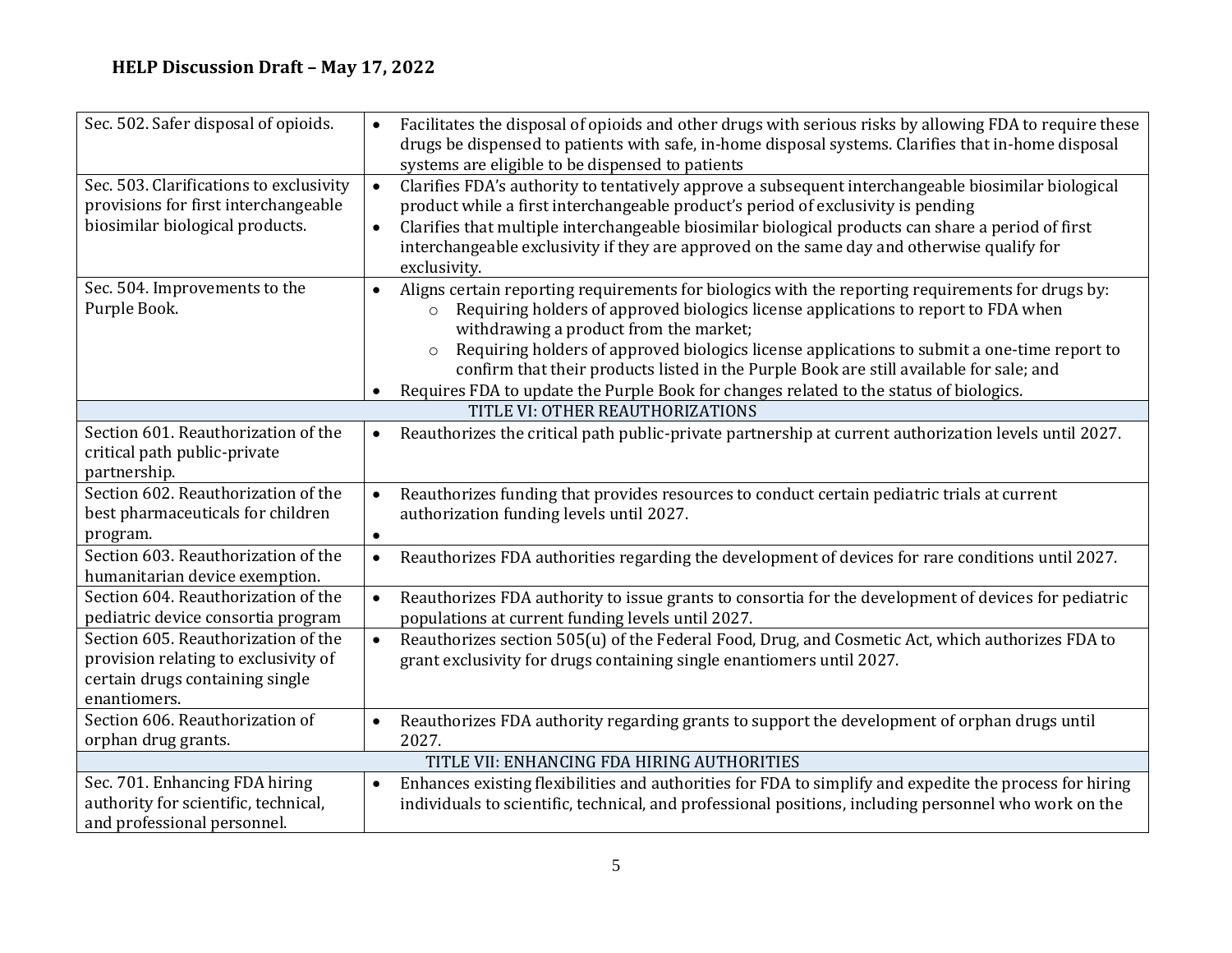| | |
|---|---|
| Sec. 502. Safer disposal of opioids. | • Facilitates the disposal of opioids and other drugs with serious risks by allowing FDA to require these drugs be dispensed to patients with safe, in-home disposal systems. Clarifies that in-home disposal systems are eligible to be dispensed to patients |
| Sec. 503. Clarifications to exclusivity provisions for first interchangeable biosimilar biological products. | • Clarifies FDA's authority to tentatively approve a subsequent interchangeable biosimilar biological product while a first interchangeable product's period of exclusivity is pending<br>• Clarifies that multiple interchangeable biosimilar biological products can share a period of first interchangeable exclusivity if they are approved on the same day and otherwise qualify for exclusivity. |
| Sec. 504. Improvements to the Purple Book. | • Aligns certain reporting requirements for biologics with the reporting requirements for drugs by:<br>&nbsp;&nbsp;&nbsp;&nbsp;○ Requiring holders of approved biologics license applications to report to FDA when withdrawing a product from the market;<br>&nbsp;&nbsp;&nbsp;&nbsp;○ Requiring holders of approved biologics license applications to submit a one-time report to confirm that their products listed in the Purple Book are still available for sale; and<br>• Requires FDA to update the Purple Book for changes related to the status of biologics. |
| **TITLE VI: OTHER REAUTHORIZATIONS** | |
| Section 601. Reauthorization of the critical path public-private partnership. | • Reauthorizes the critical path public-private partnership at current authorization levels until 2027. |
| Section 602. Reauthorization of the best pharmaceuticals for children program. | • Reauthorizes funding that provides resources to conduct certain pediatric trials at current authorization funding levels until 2027.<br>• |
| Section 603. Reauthorization of the humanitarian device exemption. | • Reauthorizes FDA authorities regarding the development of devices for rare conditions until 2027. |
| Section 604. Reauthorization of the pediatric device consortia program | • Reauthorizes FDA authority to issue grants to consortia for the development of devices for pediatric populations at current funding levels until 2027. |
| Section 605. Reauthorization of the provision relating to exclusivity of certain drugs containing single enantiomers. | • Reauthorizes section 505(u) of the Federal Food, Drug, and Cosmetic Act, which authorizes FDA to grant exclusivity for drugs containing single enantiomers until 2027. |
| Section 606. Reauthorization of orphan drug grants. | • Reauthorizes FDA authority regarding grants to support the development of orphan drugs until 2027. |
| **TITLE VII: ENHANCING FDA HIRING AUTHORITIES** | |
| Sec. 701. Enhancing FDA hiring authority for scientific, technical, and professional personnel. | • Enhances existing flexibilities and authorities for FDA to simplify and expedite the process for hiring individuals to scientific, technical, and professional positions, including personnel who work on the |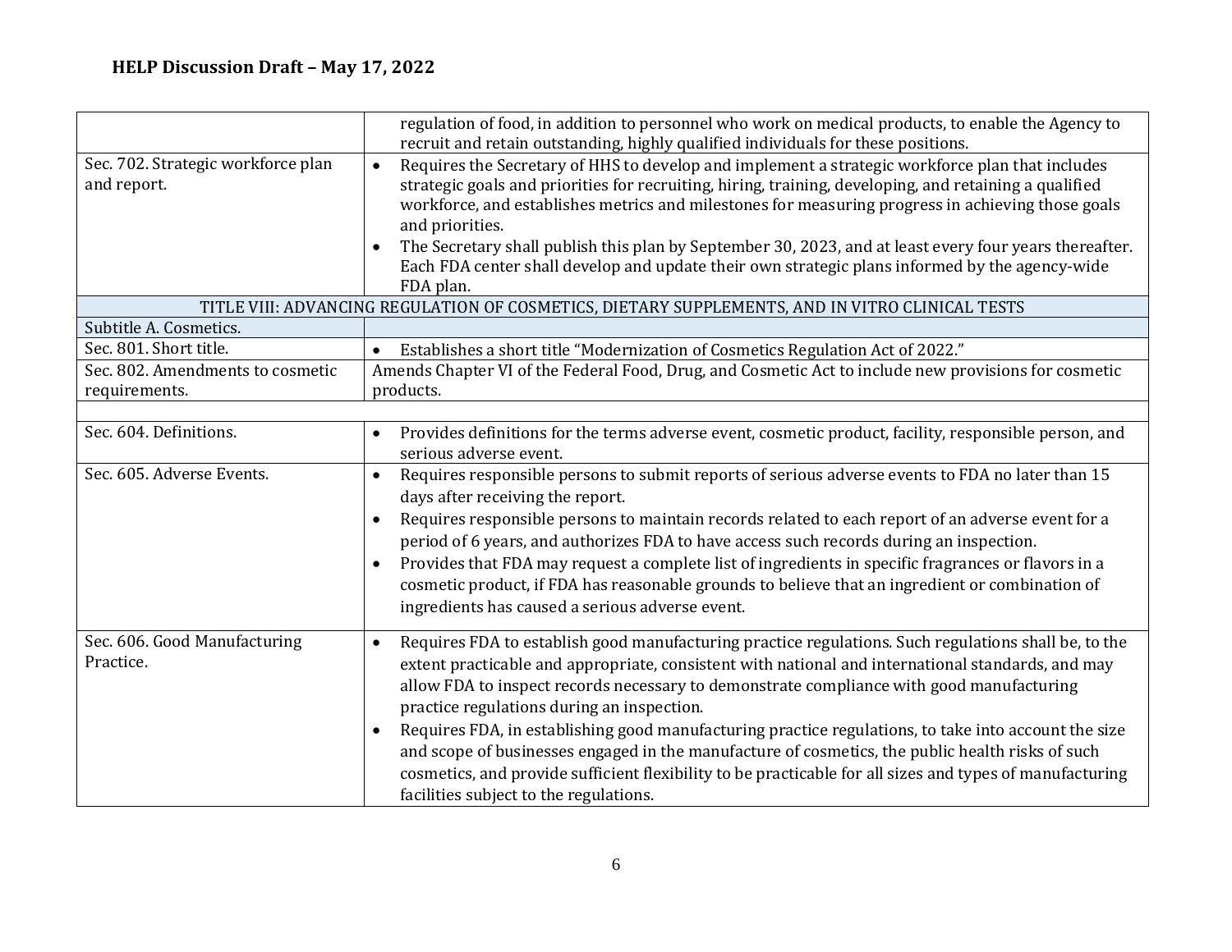| | |
|---|---|
| | regulation of food, in addition to personnel who work on medical products, to enable the Agency to recruit and retain outstanding, highly qualified individuals for these positions. |
| Sec. 702. Strategic workforce plan and report. | • Requires the Secretary of HHS to develop and implement a strategic workforce plan that includes strategic goals and priorities for recruiting, hiring, training, developing, and retaining a qualified workforce, and establishes metrics and milestones for measuring progress in achieving those goals and priorities.<br>• The Secretary shall publish this plan by September 30, 2023, and at least every four years thereafter. Each FDA center shall develop and update their own strategic plans informed by the agency-wide FDA plan. |
| TITLE VIII: ADVANCING REGULATION OF COSMETICS, DIETARY SUPPLEMENTS, AND IN VITRO CLINICAL TESTS | |
| Subtitle A. Cosmetics. | |
| Sec. 801. Short title. | • Establishes a short title "Modernization of Cosmetics Regulation Act of 2022." |
| Sec. 802. Amendments to cosmetic requirements. | Amends Chapter VI of the Federal Food, Drug, and Cosmetic Act to include new provisions for cosmetic products. |
| | |
| Sec. 604. Definitions. | • Provides definitions for the terms adverse event, cosmetic product, facility, responsible person, and serious adverse event. |
| Sec. 605. Adverse Events. | • Requires responsible persons to submit reports of serious adverse events to FDA no later than 15 days after receiving the report.<br>• Requires responsible persons to maintain records related to each report of an adverse event for a period of 6 years, and authorizes FDA to have access such records during an inspection.<br>• Provides that FDA may request a complete list of ingredients in specific fragrances or flavors in a cosmetic product, if FDA has reasonable grounds to believe that an ingredient or combination of ingredients has caused a serious adverse event. |
| Sec. 606. Good Manufacturing Practice. | • Requires FDA to establish good manufacturing practice regulations. Such regulations shall be, to the extent practicable and appropriate, consistent with national and international standards, and may allow FDA to inspect records necessary to demonstrate compliance with good manufacturing practice regulations during an inspection.<br>• Requires FDA, in establishing good manufacturing practice regulations, to take into account the size and scope of businesses engaged in the manufacture of cosmetics, the public health risks of such cosmetics, and provide sufficient flexibility to be practicable for all sizes and types of manufacturing facilities subject to the regulations. |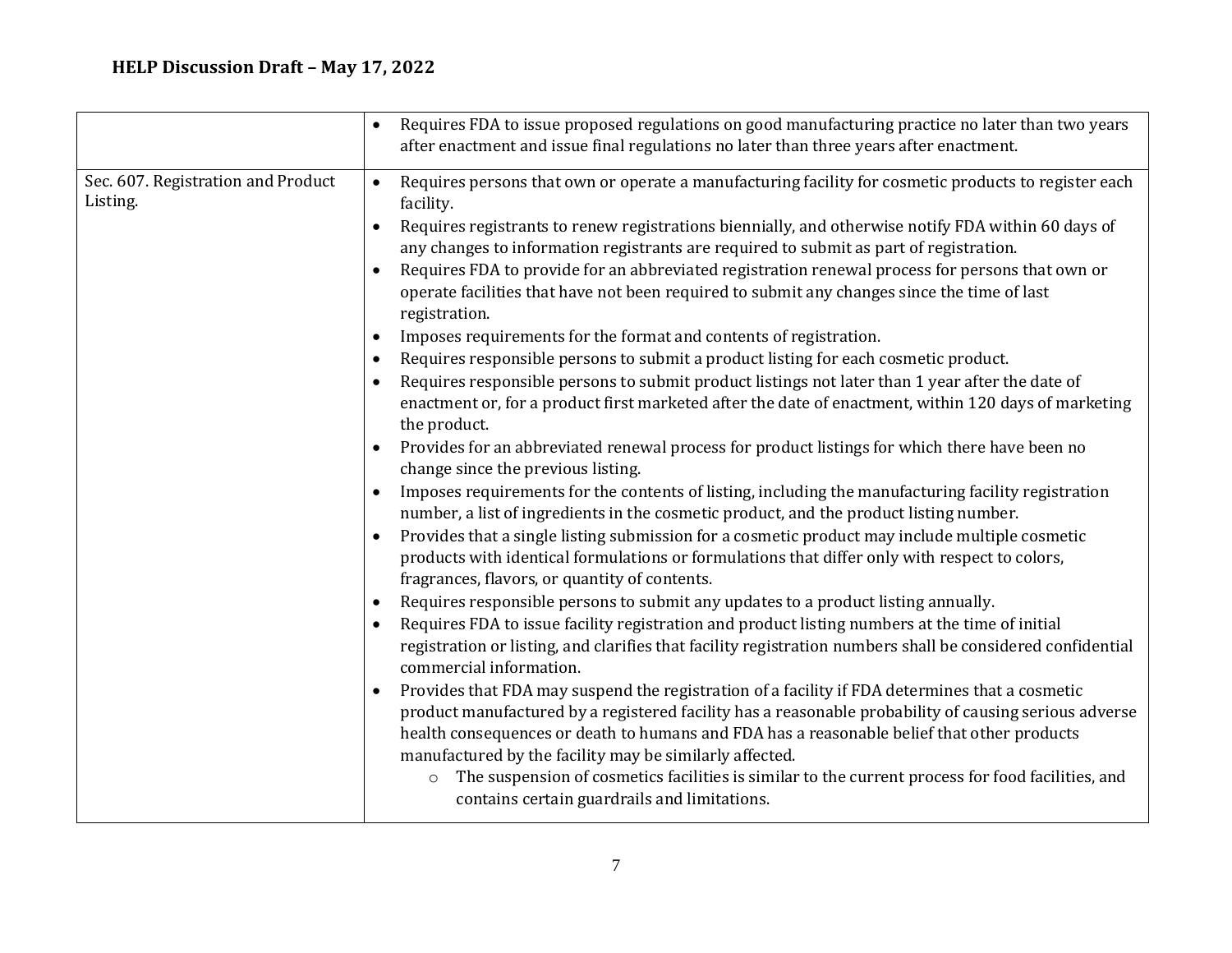| | |
|---|---|
| | • Requires FDA to issue proposed regulations on good manufacturing practice no later than two years after enactment and issue final regulations no later than three years after enactment. |
| Sec. 607. Registration and Product Listing. | • Requires persons that own or operate a manufacturing facility for cosmetic products to register each facility.<br>• Requires registrants to renew registrations biennially, and otherwise notify FDA within 60 days of any changes to information registrants are required to submit as part of registration.<br>• Requires FDA to provide for an abbreviated registration renewal process for persons that own or operate facilities that have not been required to submit any changes since the time of last registration.<br>• Imposes requirements for the format and contents of registration.<br>• Requires responsible persons to submit a product listing for each cosmetic product.<br>• Requires responsible persons to submit product listings not later than 1 year after the date of enactment or, for a product first marketed after the date of enactment, within 120 days of marketing the product.<br>• Provides for an abbreviated renewal process for product listings for which there have been no change since the previous listing.<br>• Imposes requirements for the contents of listing, including the manufacturing facility registration number, a list of ingredients in the cosmetic product, and the product listing number.<br>• Provides that a single listing submission for a cosmetic product may include multiple cosmetic products with identical formulations or formulations that differ only with respect to colors, fragrances, flavors, or quantity of contents.<br>• Requires responsible persons to submit any updates to a product listing annually.<br>• Requires FDA to issue facility registration and product listing numbers at the time of initial registration or listing, and clarifies that facility registration numbers shall be considered confidential commercial information.<br>• Provides that FDA may suspend the registration of a facility if FDA determines that a cosmetic product manufactured by a registered facility has a reasonable probability of causing serious adverse health consequences or death to humans and FDA has a reasonable belief that other products manufactured by the facility may be similarly affected.<br>&nbsp;&nbsp;&nbsp;&nbsp;○ The suspension of cosmetics facilities is similar to the current process for food facilities, and contains certain guardrails and limitations. |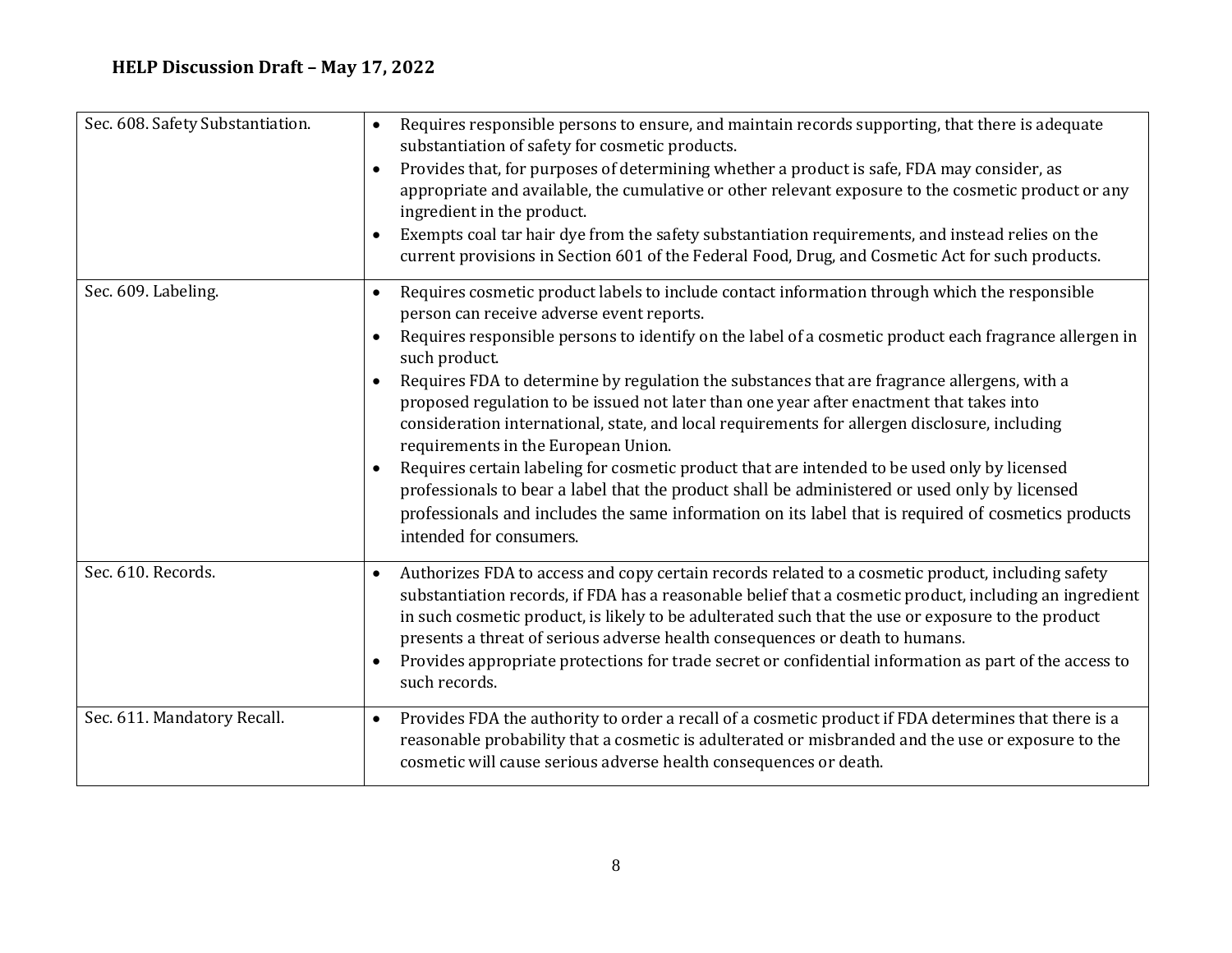| | |
|---|---|
| Sec. 608. Safety Substantiation. | • Requires responsible persons to ensure, and maintain records supporting, that there is adequate substantiation of safety for cosmetic products.<br>• Provides that, for purposes of determining whether a product is safe, FDA may consider, as appropriate and available, the cumulative or other relevant exposure to the cosmetic product or any ingredient in the product.<br>• Exempts coal tar hair dye from the safety substantiation requirements, and instead relies on the current provisions in Section 601 of the Federal Food, Drug, and Cosmetic Act for such products. |
| Sec. 609. Labeling. | • Requires cosmetic product labels to include contact information through which the responsible person can receive adverse event reports.<br>• Requires responsible persons to identify on the label of a cosmetic product each fragrance allergen in such product.<br>• Requires FDA to determine by regulation the substances that are fragrance allergens, with a proposed regulation to be issued not later than one year after enactment that takes into consideration international, state, and local requirements for allergen disclosure, including requirements in the European Union.<br>• Requires certain labeling for cosmetic product that are intended to be used only by licensed professionals to bear a label that the product shall be administered or used only by licensed professionals and includes the same information on its label that is required of cosmetics products intended for consumers. |
| Sec. 610. Records. | • Authorizes FDA to access and copy certain records related to a cosmetic product, including safety substantiation records, if FDA has a reasonable belief that a cosmetic product, including an ingredient in such cosmetic product, is likely to be adulterated such that the use or exposure to the product presents a threat of serious adverse health consequences or death to humans.<br>• Provides appropriate protections for trade secret or confidential information as part of the access to such records. |
| Sec. 611. Mandatory Recall. | • Provides FDA the authority to order a recall of a cosmetic product if FDA determines that there is a reasonable probability that a cosmetic is adulterated or misbranded and the use or exposure to the cosmetic will cause serious adverse health consequences or death. |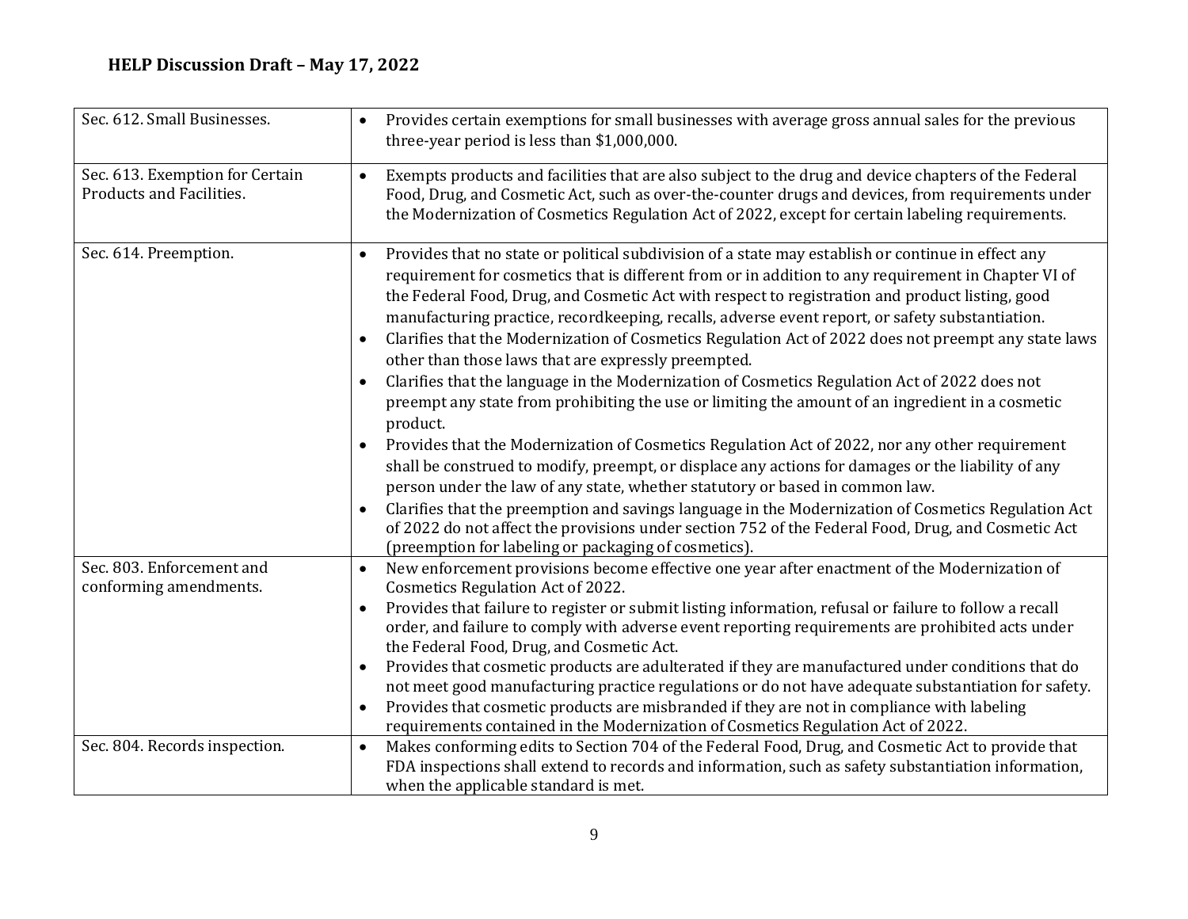| | |
|---|---|
| Sec. 612. Small Businesses. | • Provides certain exemptions for small businesses with average gross annual sales for the previous three-year period is less than $1,000,000. |
| Sec. 613. Exemption for Certain Products and Facilities. | • Exempts products and facilities that are also subject to the drug and device chapters of the Federal Food, Drug, and Cosmetic Act, such as over-the-counter drugs and devices, from requirements under the Modernization of Cosmetics Regulation Act of 2022, except for certain labeling requirements. |
| Sec. 614. Preemption. | • Provides that no state or political subdivision of a state may establish or continue in effect any requirement for cosmetics that is different from or in addition to any requirement in Chapter VI of the Federal Food, Drug, and Cosmetic Act with respect to registration and product listing, good manufacturing practice, recordkeeping, recalls, adverse event report, or safety substantiation.<br>• Clarifies that the Modernization of Cosmetics Regulation Act of 2022 does not preempt any state laws other than those laws that are expressly preempted.<br>• Clarifies that the language in the Modernization of Cosmetics Regulation Act of 2022 does not preempt any state from prohibiting the use or limiting the amount of an ingredient in a cosmetic product.<br>• Provides that the Modernization of Cosmetics Regulation Act of 2022, nor any other requirement shall be construed to modify, preempt, or displace any actions for damages or the liability of any person under the law of any state, whether statutory or based in common law.<br>• Clarifies that the preemption and savings language in the Modernization of Cosmetics Regulation Act of 2022 do not affect the provisions under section 752 of the Federal Food, Drug, and Cosmetic Act (preemption for labeling or packaging of cosmetics). |
| Sec. 803. Enforcement and conforming amendments. | • New enforcement provisions become effective one year after enactment of the Modernization of Cosmetics Regulation Act of 2022.<br>• Provides that failure to register or submit listing information, refusal or failure to follow a recall order, and failure to comply with adverse event reporting requirements are prohibited acts under the Federal Food, Drug, and Cosmetic Act.<br>• Provides that cosmetic products are adulterated if they are manufactured under conditions that do not meet good manufacturing practice regulations or do not have adequate substantiation for safety.<br>• Provides that cosmetic products are misbranded if they are not in compliance with labeling requirements contained in the Modernization of Cosmetics Regulation Act of 2022. |
| Sec. 804. Records inspection. | • Makes conforming edits to Section 704 of the Federal Food, Drug, and Cosmetic Act to provide that FDA inspections shall extend to records and information, such as safety substantiation information, when the applicable standard is met. |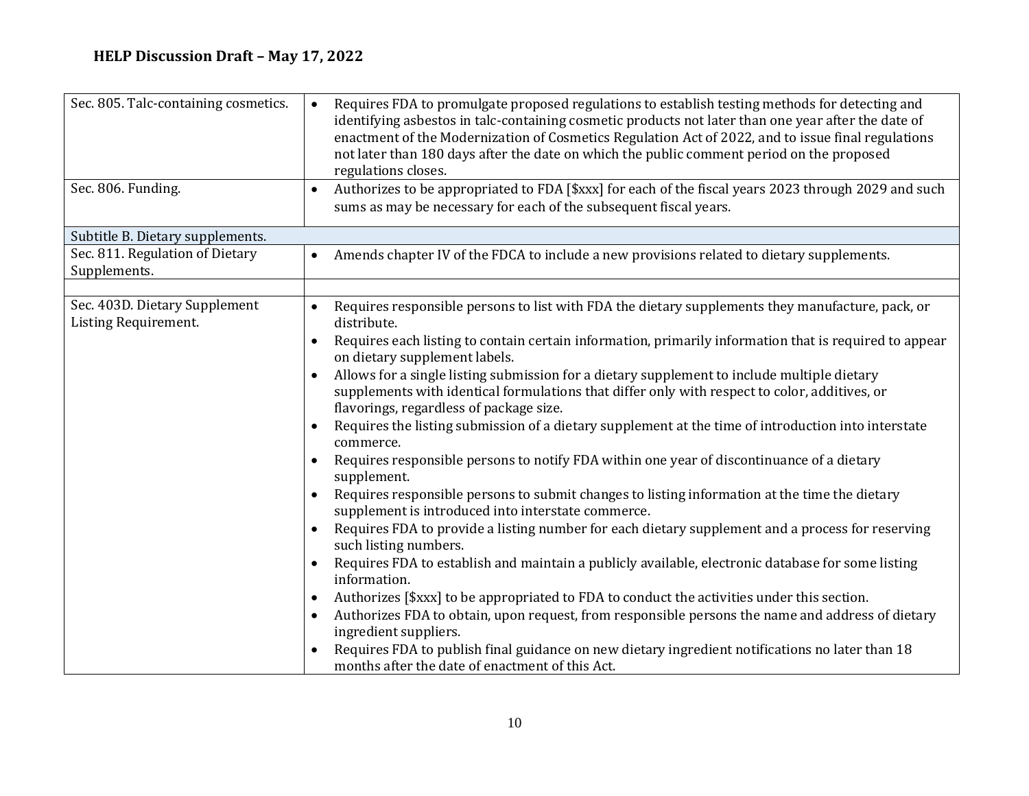| | |
|---|---|
| Sec. 805. Talc-containing cosmetics. | • Requires FDA to promulgate proposed regulations to establish testing methods for detecting and identifying asbestos in talc-containing cosmetic products not later than one year after the date of enactment of the Modernization of Cosmetics Regulation Act of 2022, and to issue final regulations not later than 180 days after the date on which the public comment period on the proposed regulations closes. |
| Sec. 806. Funding. | • Authorizes to be appropriated to FDA [$xxx] for each of the fiscal years 2023 through 2029 and such sums as may be necessary for each of the subsequent fiscal years. |
| Subtitle B. Dietary supplements. | |
| Sec. 811. Regulation of Dietary Supplements. | • Amends chapter IV of the FDCA to include a new provisions related to dietary supplements. |
| | |
| Sec. 403D. Dietary Supplement Listing Requirement. | • Requires responsible persons to list with FDA the dietary supplements they manufacture, pack, or distribute.<br>• Requires each listing to contain certain information, primarily information that is required to appear on dietary supplement labels.<br>• Allows for a single listing submission for a dietary supplement to include multiple dietary supplements with identical formulations that differ only with respect to color, additives, or flavorings, regardless of package size.<br>• Requires the listing submission of a dietary supplement at the time of introduction into interstate commerce.<br>• Requires responsible persons to notify FDA within one year of discontinuance of a dietary supplement.<br>• Requires responsible persons to submit changes to listing information at the time the dietary supplement is introduced into interstate commerce.<br>• Requires FDA to provide a listing number for each dietary supplement and a process for reserving such listing numbers.<br>• Requires FDA to establish and maintain a publicly available, electronic database for some listing information.<br>• Authorizes [$xxx] to be appropriated to FDA to conduct the activities under this section.<br>• Authorizes FDA to obtain, upon request, from responsible persons the name and address of dietary ingredient suppliers.<br>• Requires FDA to publish final guidance on new dietary ingredient notifications no later than 18 months after the date of enactment of this Act. |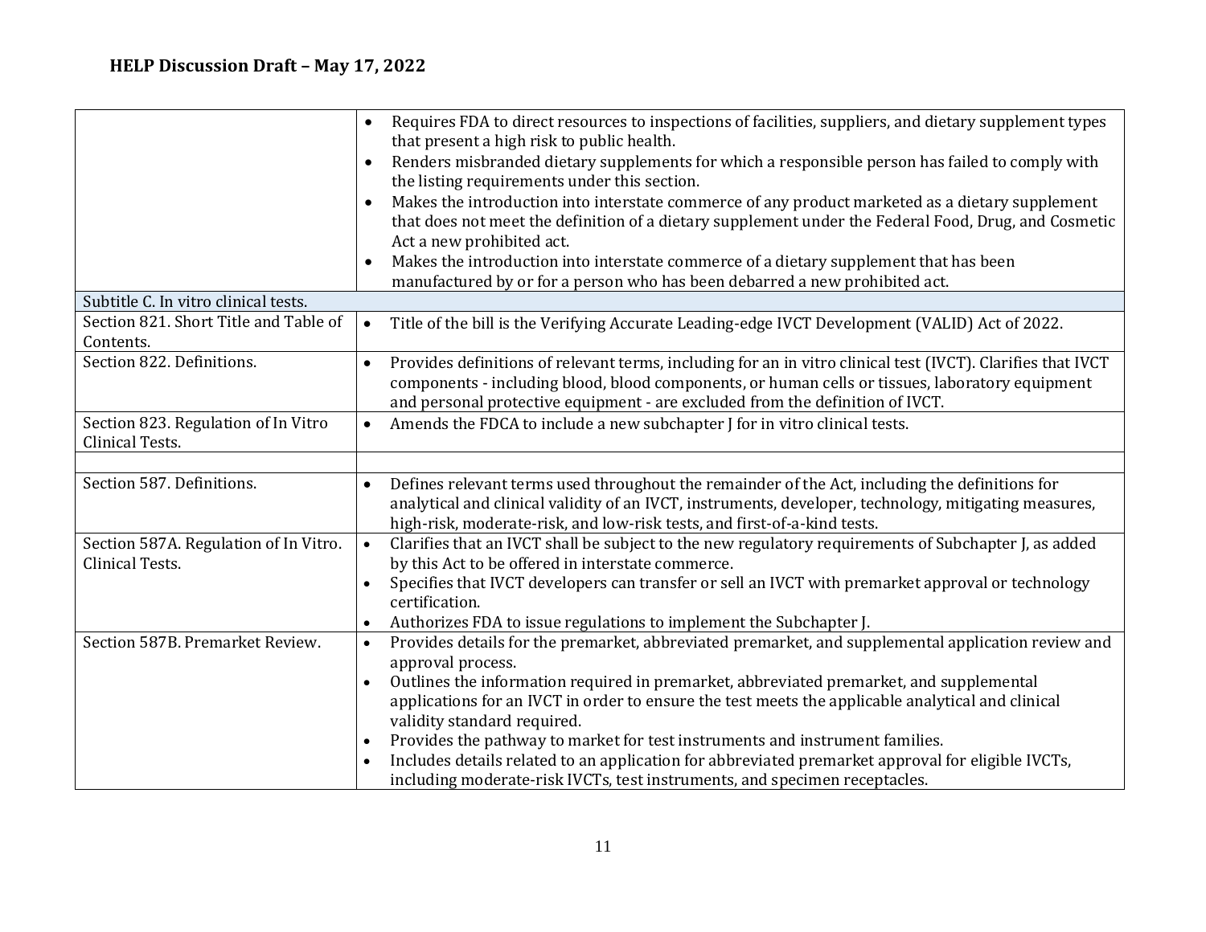| | |
|---|---|
| | • Requires FDA to direct resources to inspections of facilities, suppliers, and dietary supplement types that present a high risk to public health.<br>• Renders misbranded dietary supplements for which a responsible person has failed to comply with the listing requirements under this section.<br>• Makes the introduction into interstate commerce of any product marketed as a dietary supplement that does not meet the definition of a dietary supplement under the Federal Food, Drug, and Cosmetic Act a new prohibited act.<br>• Makes the introduction into interstate commerce of a dietary supplement that has been manufactured by or for a person who has been debarred a new prohibited act. |
| Subtitle C. In vitro clinical tests. | |
| Section 821. Short Title and Table of Contents. | • Title of the bill is the Verifying Accurate Leading-edge IVCT Development (VALID) Act of 2022. |
| Section 822. Definitions. | • Provides definitions of relevant terms, including for an in vitro clinical test (IVCT). Clarifies that IVCT components - including blood, blood components, or human cells or tissues, laboratory equipment and personal protective equipment - are excluded from the definition of IVCT. |
| Section 823. Regulation of In Vitro Clinical Tests. | • Amends the FDCA to include a new subchapter J for in vitro clinical tests. |
| | |
| Section 587. Definitions. | • Defines relevant terms used throughout the remainder of the Act, including the definitions for analytical and clinical validity of an IVCT, instruments, developer, technology, mitigating measures, high-risk, moderate-risk, and low-risk tests, and first-of-a-kind tests. |
| Section 587A. Regulation of In Vitro. Clinical Tests. | • Clarifies that an IVCT shall be subject to the new regulatory requirements of Subchapter J, as added by this Act to be offered in interstate commerce.<br>• Specifies that IVCT developers can transfer or sell an IVCT with premarket approval or technology certification.<br>• Authorizes FDA to issue regulations to implement the Subchapter J. |
| Section 587B. Premarket Review. | • Provides details for the premarket, abbreviated premarket, and supplemental application review and approval process.<br>• Outlines the information required in premarket, abbreviated premarket, and supplemental applications for an IVCT in order to ensure the test meets the applicable analytical and clinical validity standard required.<br>• Provides the pathway to market for test instruments and instrument families.<br>• Includes details related to an application for abbreviated premarket approval for eligible IVCTs, including moderate-risk IVCTs, test instruments, and specimen receptacles. |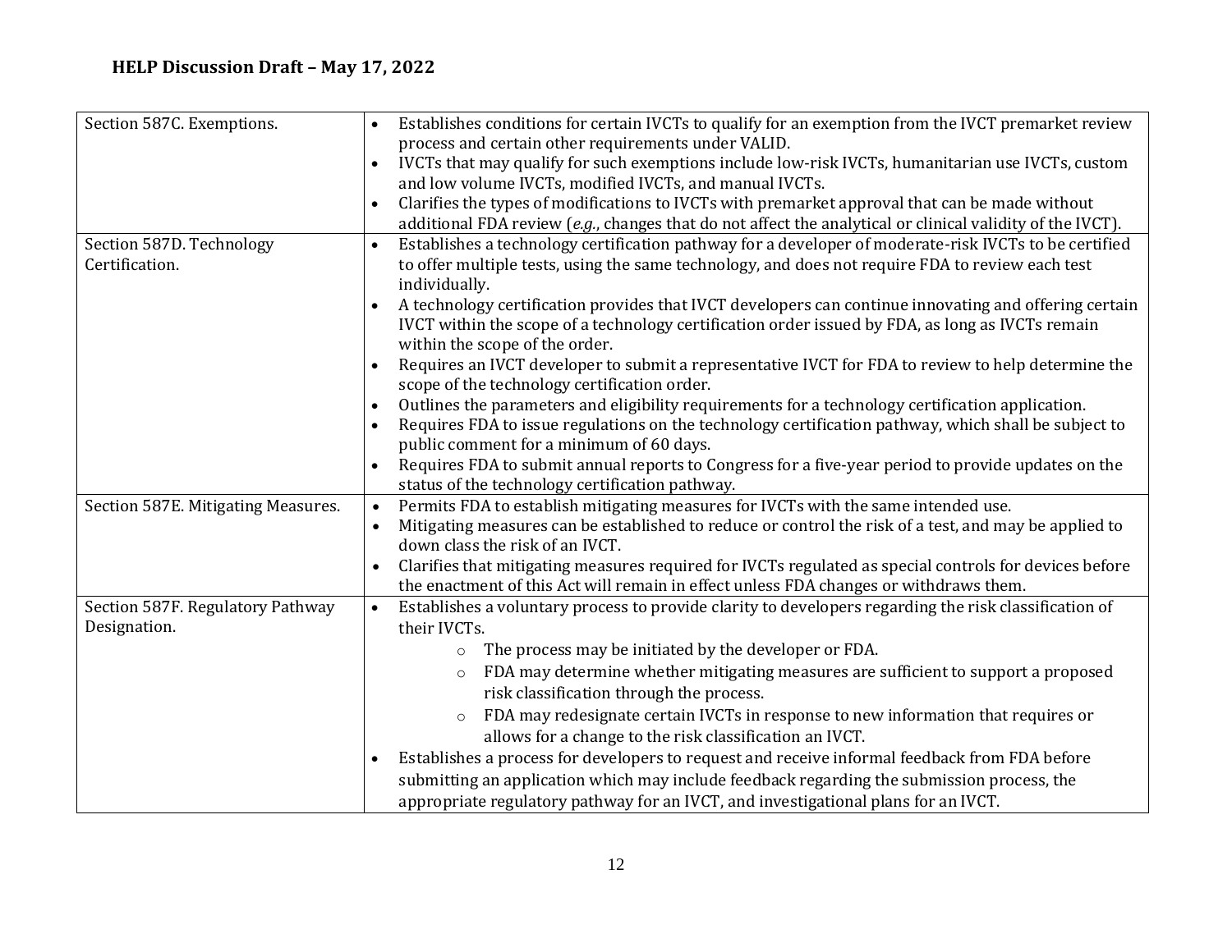| | |
|---|---|
| Section 587C. Exemptions. | • Establishes conditions for certain IVCTs to qualify for an exemption from the IVCT premarket review process and certain other requirements under VALID.<br>• IVCTs that may qualify for such exemptions include low-risk IVCTs, humanitarian use IVCTs, custom and low volume IVCTs, modified IVCTs, and manual IVCTs.<br>• Clarifies the types of modifications to IVCTs with premarket approval that can be made without additional FDA review (*e.g.*, changes that do not affect the analytical or clinical validity of the IVCT). |
| Section 587D. Technology Certification. | • Establishes a technology certification pathway for a developer of moderate-risk IVCTs to be certified to offer multiple tests, using the same technology, and does not require FDA to review each test individually.<br>• A technology certification provides that IVCT developers can continue innovating and offering certain IVCT within the scope of a technology certification order issued by FDA, as long as IVCTs remain within the scope of the order.<br>• Requires an IVCT developer to submit a representative IVCT for FDA to review to help determine the scope of the technology certification order.<br>• Outlines the parameters and eligibility requirements for a technology certification application.<br>• Requires FDA to issue regulations on the technology certification pathway, which shall be subject to public comment for a minimum of 60 days.<br>• Requires FDA to submit annual reports to Congress for a five-year period to provide updates on the status of the technology certification pathway. |
| Section 587E. Mitigating Measures. | • Permits FDA to establish mitigating measures for IVCTs with the same intended use.<br>• Mitigating measures can be established to reduce or control the risk of a test, and may be applied to down class the risk of an IVCT.<br>• Clarifies that mitigating measures required for IVCTs regulated as special controls for devices before the enactment of this Act will remain in effect unless FDA changes or withdraws them. |
| Section 587F. Regulatory Pathway Designation. | • Establishes a voluntary process to provide clarity to developers regarding the risk classification of their IVCTs.<br>&nbsp;&nbsp;&nbsp;&nbsp;○ The process may be initiated by the developer or FDA.<br>&nbsp;&nbsp;&nbsp;&nbsp;○ FDA may determine whether mitigating measures are sufficient to support a proposed risk classification through the process.<br>&nbsp;&nbsp;&nbsp;&nbsp;○ FDA may redesignate certain IVCTs in response to new information that requires or allows for a change to the risk classification an IVCT.<br>• Establishes a process for developers to request and receive informal feedback from FDA before submitting an application which may include feedback regarding the submission process, the appropriate regulatory pathway for an IVCT, and investigational plans for an IVCT. |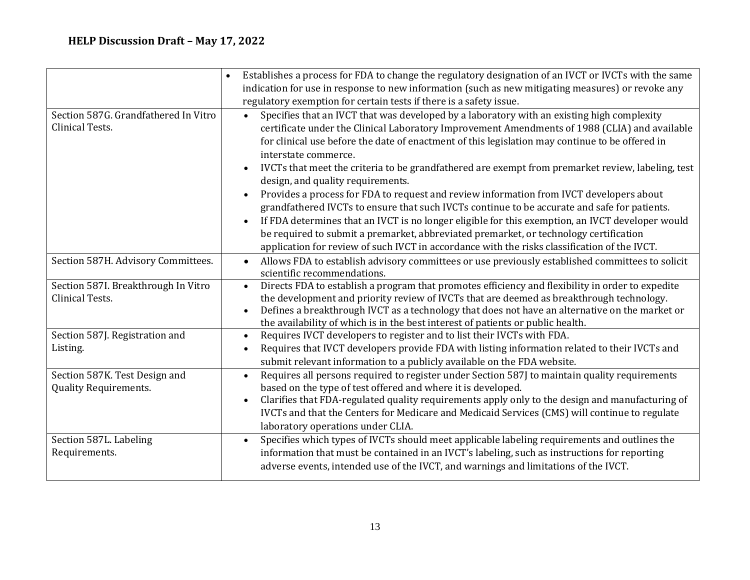| | |
|---|---|
| | • Establishes a process for FDA to change the regulatory designation of an IVCT or IVCTs with the same indication for use in response to new information (such as new mitigating measures) or revoke any regulatory exemption for certain tests if there is a safety issue. |
| Section 587G. Grandfathered In Vitro Clinical Tests. | • Specifies that an IVCT that was developed by a laboratory with an existing high complexity certificate under the Clinical Laboratory Improvement Amendments of 1988 (CLIA) and available for clinical use before the date of enactment of this legislation may continue to be offered in interstate commerce.<br>• IVCTs that meet the criteria to be grandfathered are exempt from premarket review, labeling, test design, and quality requirements.<br>• Provides a process for FDA to request and review information from IVCT developers about grandfathered IVCTs to ensure that such IVCTs continue to be accurate and safe for patients.<br>• If FDA determines that an IVCT is no longer eligible for this exemption, an IVCT developer would be required to submit a premarket, abbreviated premarket, or technology certification application for review of such IVCT in accordance with the risks classification of the IVCT. |
| Section 587H. Advisory Committees. | • Allows FDA to establish advisory committees or use previously established committees to solicit scientific recommendations. |
| Section 587I. Breakthrough In Vitro Clinical Tests. | • Directs FDA to establish a program that promotes efficiency and flexibility in order to expedite the development and priority review of IVCTs that are deemed as breakthrough technology.<br>• Defines a breakthrough IVCT as a technology that does not have an alternative on the market or the availability of which is in the best interest of patients or public health. |
| Section 587J. Registration and Listing. | • Requires IVCT developers to register and to list their IVCTs with FDA.<br>• Requires that IVCT developers provide FDA with listing information related to their IVCTs and submit relevant information to a publicly available on the FDA website. |
| Section 587K. Test Design and Quality Requirements. | • Requires all persons required to register under Section 587J to maintain quality requirements based on the type of test offered and where it is developed.<br>• Clarifies that FDA-regulated quality requirements apply only to the design and manufacturing of IVCTs and that the Centers for Medicare and Medicaid Services (CMS) will continue to regulate laboratory operations under CLIA. |
| Section 587L. Labeling Requirements. | • Specifies which types of IVCTs should meet applicable labeling requirements and outlines the information that must be contained in an IVCT's labeling, such as instructions for reporting adverse events, intended use of the IVCT, and warnings and limitations of the IVCT. |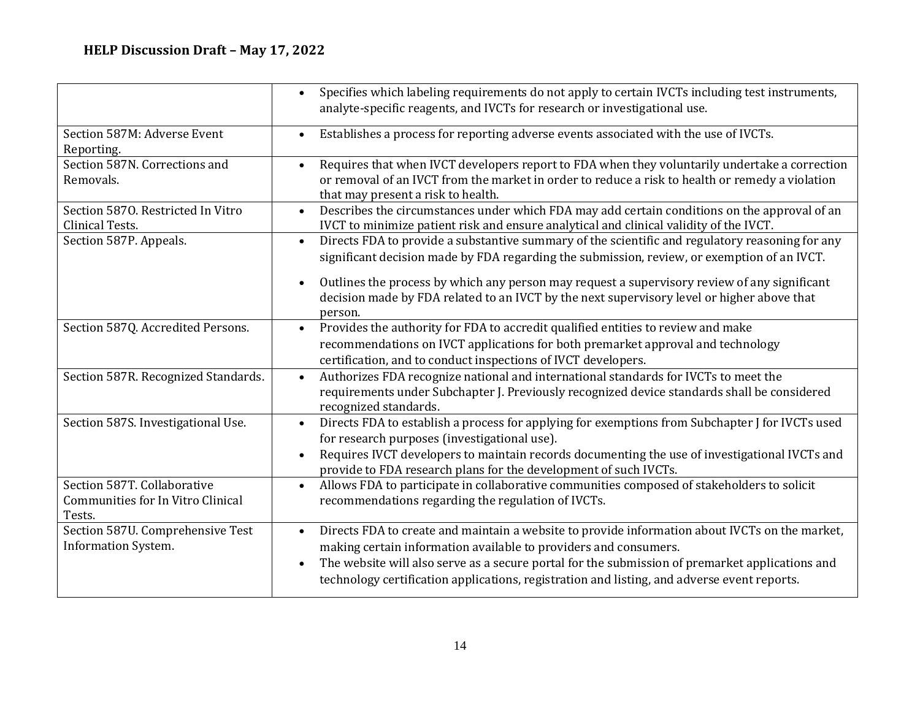| | |
|---|---|
| | • Specifies which labeling requirements do not apply to certain IVCTs including test instruments, analyte-specific reagents, and IVCTs for research or investigational use. |
| Section 587M: Adverse Event Reporting. | • Establishes a process for reporting adverse events associated with the use of IVCTs. |
| Section 587N. Corrections and Removals. | • Requires that when IVCT developers report to FDA when they voluntarily undertake a correction or removal of an IVCT from the market in order to reduce a risk to health or remedy a violation that may present a risk to health. |
| Section 587O. Restricted In Vitro Clinical Tests. | • Describes the circumstances under which FDA may add certain conditions on the approval of an IVCT to minimize patient risk and ensure analytical and clinical validity of the IVCT. |
| Section 587P. Appeals. | • Directs FDA to provide a substantive summary of the scientific and regulatory reasoning for any significant decision made by FDA regarding the submission, review, or exemption of an IVCT.<br>• Outlines the process by which any person may request a supervisory review of any significant decision made by FDA related to an IVCT by the next supervisory level or higher above that person. |
| Section 587Q. Accredited Persons. | • Provides the authority for FDA to accredit qualified entities to review and make recommendations on IVCT applications for both premarket approval and technology certification, and to conduct inspections of IVCT developers. |
| Section 587R. Recognized Standards. | • Authorizes FDA recognize national and international standards for IVCTs to meet the requirements under Subchapter J. Previously recognized device standards shall be considered recognized standards. |
| Section 587S. Investigational Use. | • Directs FDA to establish a process for applying for exemptions from Subchapter J for IVCTs used for research purposes (investigational use).<br>• Requires IVCT developers to maintain records documenting the use of investigational IVCTs and provide to FDA research plans for the development of such IVCTs. |
| Section 587T. Collaborative Communities for In Vitro Clinical Tests. | • Allows FDA to participate in collaborative communities composed of stakeholders to solicit recommendations regarding the regulation of IVCTs. |
| Section 587U. Comprehensive Test Information System. | • Directs FDA to create and maintain a website to provide information about IVCTs on the market, making certain information available to providers and consumers.<br>• The website will also serve as a secure portal for the submission of premarket applications and technology certification applications, registration and listing, and adverse event reports. |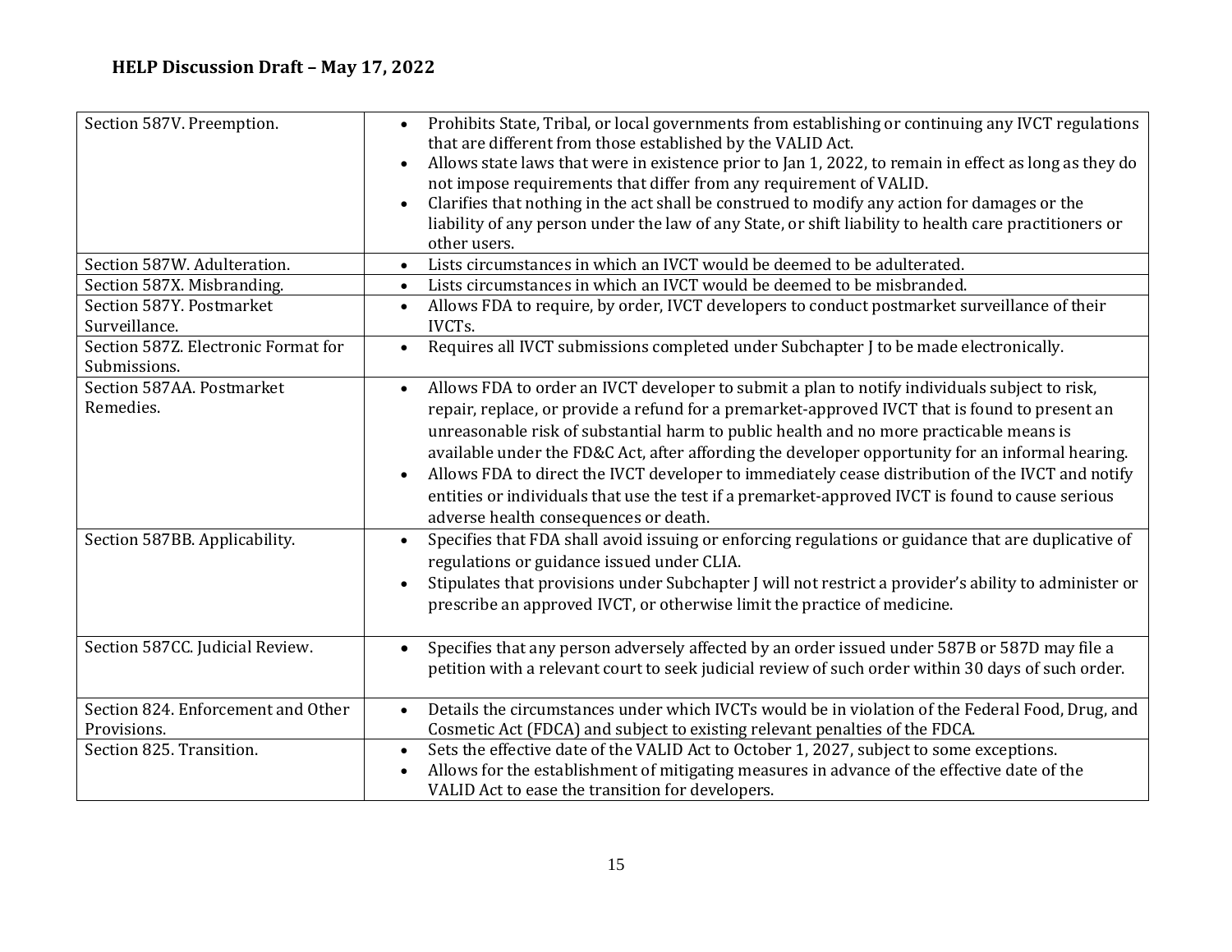| | |
|---|---|
| Section 587V. Preemption. | • Prohibits State, Tribal, or local governments from establishing or continuing any IVCT regulations that are different from those established by the VALID Act.<br>• Allows state laws that were in existence prior to Jan 1, 2022, to remain in effect as long as they do not impose requirements that differ from any requirement of VALID.<br>• Clarifies that nothing in the act shall be construed to modify any action for damages or the liability of any person under the law of any State, or shift liability to health care practitioners or other users. |
| Section 587W. Adulteration. | • Lists circumstances in which an IVCT would be deemed to be adulterated. |
| Section 587X. Misbranding. | • Lists circumstances in which an IVCT would be deemed to be misbranded. |
| Section 587Y. Postmarket Surveillance. | • Allows FDA to require, by order, IVCT developers to conduct postmarket surveillance of their IVCTs. |
| Section 587Z. Electronic Format for Submissions. | • Requires all IVCT submissions completed under Subchapter J to be made electronically. |
| Section 587AA. Postmarket Remedies. | • Allows FDA to order an IVCT developer to submit a plan to notify individuals subject to risk, repair, replace, or provide a refund for a premarket-approved IVCT that is found to present an unreasonable risk of substantial harm to public health and no more practicable means is available under the FD&C Act, after affording the developer opportunity for an informal hearing.<br>• Allows FDA to direct the IVCT developer to immediately cease distribution of the IVCT and notify entities or individuals that use the test if a premarket-approved IVCT is found to cause serious adverse health consequences or death. |
| Section 587BB. Applicability. | • Specifies that FDA shall avoid issuing or enforcing regulations or guidance that are duplicative of regulations or guidance issued under CLIA.<br>• Stipulates that provisions under Subchapter J will not restrict a provider's ability to administer or prescribe an approved IVCT, or otherwise limit the practice of medicine. |
| Section 587CC. Judicial Review. | • Specifies that any person adversely affected by an order issued under 587B or 587D may file a petition with a relevant court to seek judicial review of such order within 30 days of such order. |
| Section 824. Enforcement and Other Provisions. | • Details the circumstances under which IVCTs would be in violation of the Federal Food, Drug, and Cosmetic Act (FDCA) and subject to existing relevant penalties of the FDCA. |
| Section 825. Transition. | • Sets the effective date of the VALID Act to October 1, 2027, subject to some exceptions.<br>• Allows for the establishment of mitigating measures in advance of the effective date of the VALID Act to ease the transition for developers. |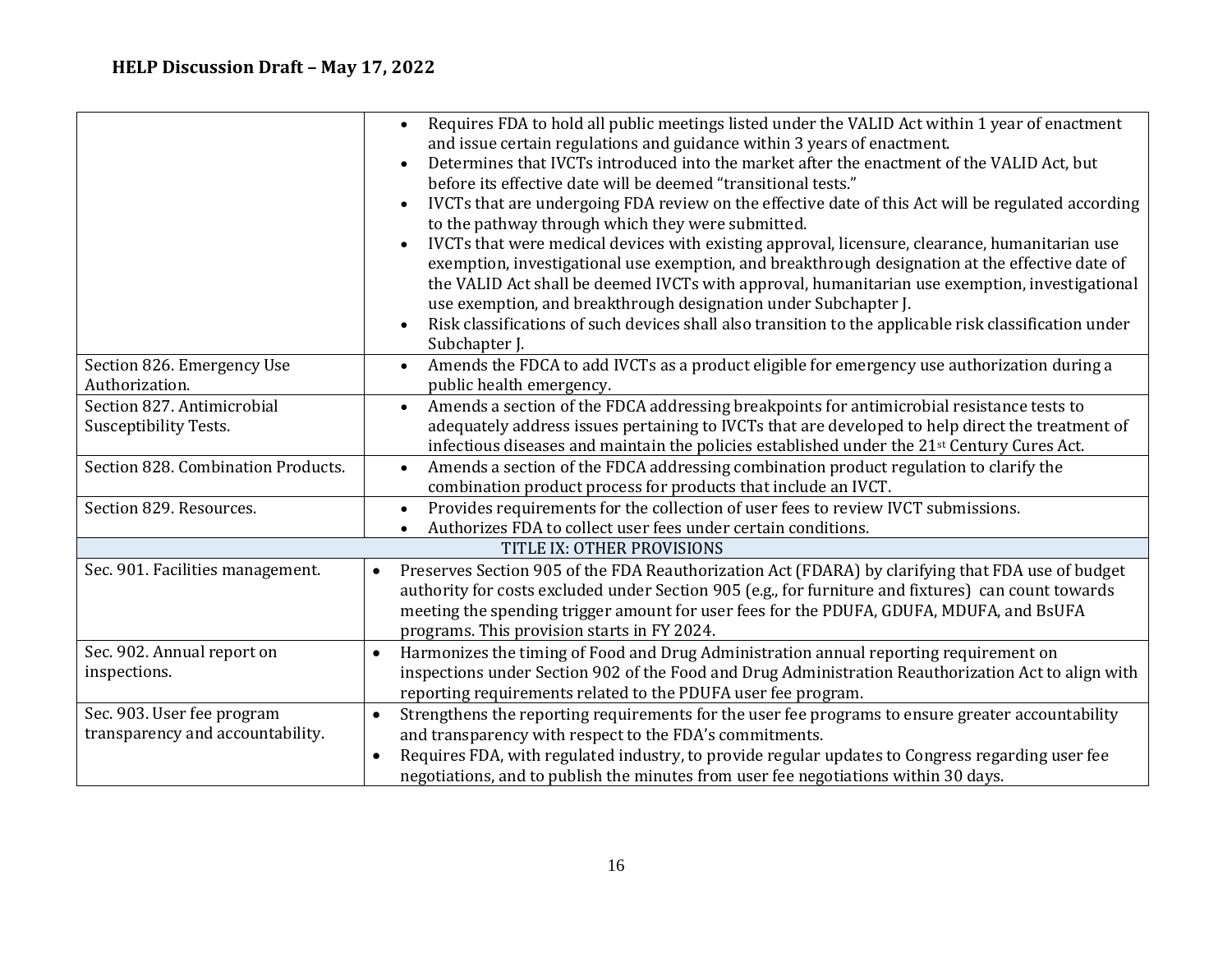| | |
|---|---|
| | • Requires FDA to hold all public meetings listed under the VALID Act within 1 year of enactment and issue certain regulations and guidance within 3 years of enactment.<br>• Determines that IVCTs introduced into the market after the enactment of the VALID Act, but before its effective date will be deemed "transitional tests."<br>• IVCTs that are undergoing FDA review on the effective date of this Act will be regulated according to the pathway through which they were submitted.<br>• IVCTs that were medical devices with existing approval, licensure, clearance, humanitarian use exemption, investigational use exemption, and breakthrough designation at the effective date of the VALID Act shall be deemed IVCTs with approval, humanitarian use exemption, investigational use exemption, and breakthrough designation under Subchapter J.<br>• Risk classifications of such devices shall also transition to the applicable risk classification under Subchapter J. |
| Section 826. Emergency Use Authorization. | • Amends the FDCA to add IVCTs as a product eligible for emergency use authorization during a public health emergency. |
| Section 827. Antimicrobial Susceptibility Tests. | • Amends a section of the FDCA addressing breakpoints for antimicrobial resistance tests to adequately address issues pertaining to IVCTs that are developed to help direct the treatment of infectious diseases and maintain the policies established under the 21st Century Cures Act. |
| Section 828. Combination Products. | • Amends a section of the FDCA addressing combination product regulation to clarify the combination product process for products that include an IVCT. |
| Section 829. Resources. | • Provides requirements for the collection of user fees to review IVCT submissions.<br>• Authorizes FDA to collect user fees under certain conditions. |
| **TITLE IX: OTHER PROVISIONS** | |
| Sec. 901. Facilities management. | • Preserves Section 905 of the FDA Reauthorization Act (FDARA) by clarifying that FDA use of budget authority for costs excluded under Section 905 (e.g., for furniture and fixtures) can count towards meeting the spending trigger amount for user fees for the PDUFA, GDUFA, MDUFA, and BsUFA programs. This provision starts in FY 2024. |
| Sec. 902. Annual report on inspections. | • Harmonizes the timing of Food and Drug Administration annual reporting requirement on inspections under Section 902 of the Food and Drug Administration Reauthorization Act to align with reporting requirements related to the PDUFA user fee program. |
| Sec. 903. User fee program transparency and accountability. | • Strengthens the reporting requirements for the user fee programs to ensure greater accountability and transparency with respect to the FDA's commitments.<br>• Requires FDA, with regulated industry, to provide regular updates to Congress regarding user fee negotiations, and to publish the minutes from user fee negotiations within 30 days. |